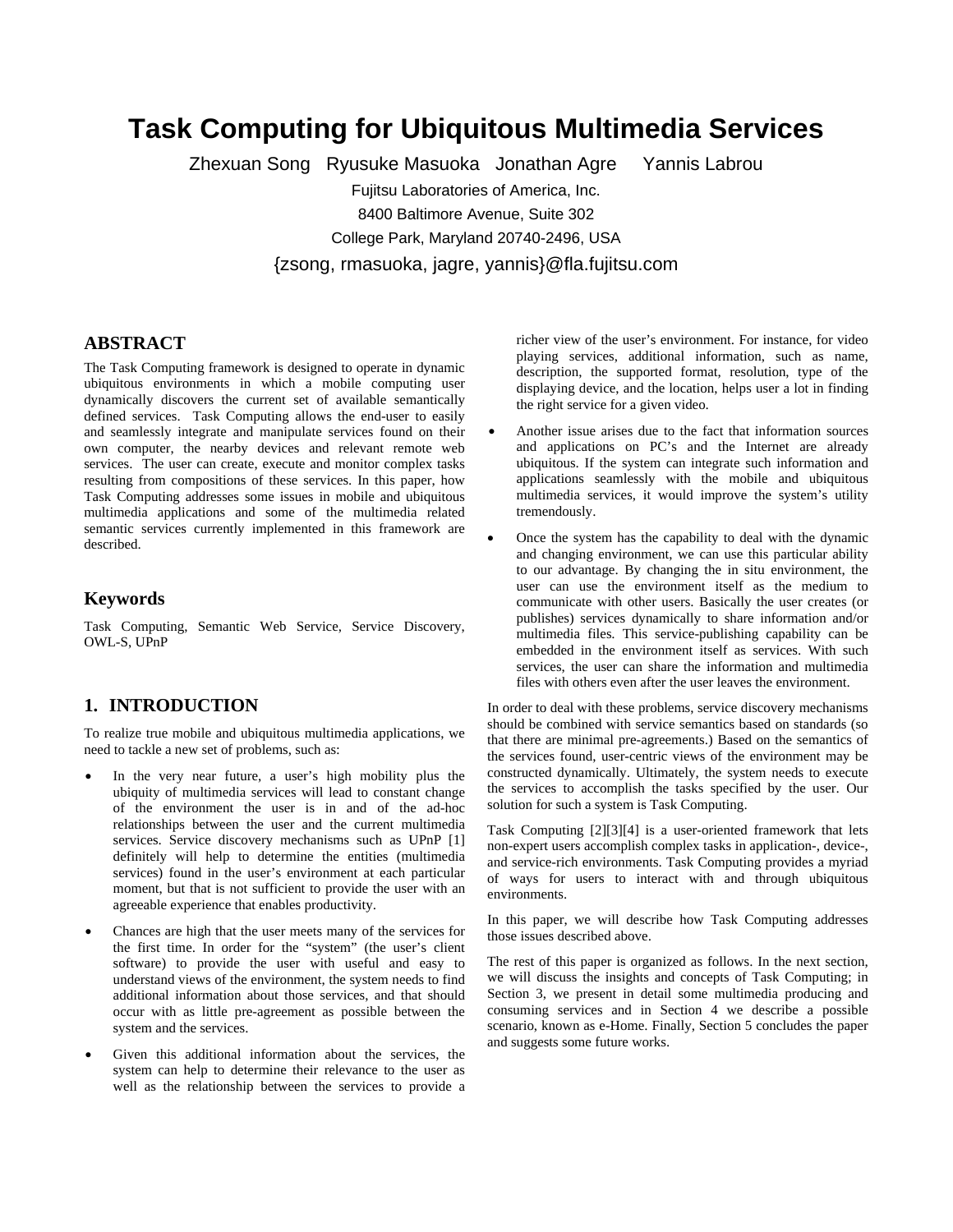# Task Computing for Ubiquitous Multimedia Services

Zhexuan Song Ryusuke Masuoka Jonathan Agre Yannis Labrou

Fujitsu Laboratories of America, Inc.

8400 Baltimore Avenue, Suite 302

College Park, Maryland 20740-2496, USA

{zsong, rmasuoka, jagre, yannis}@fla.fujitsu.com

## ABSTRACT

The Task Computing framework is designed to operate in dynamic ubiquitous environments in which a mobile computing user dynamically discovers the current set of available semantically defined services. Task Computing allows the end-user to easily and seamlessly integrate and manipulate services found on their own computer, the nearby devices and relevant remote web services. The user can create, execute and monitor complex tasks resulting from compositions of these services. In this paper, how Task Computing addresses some issues in mobile and ubiquitous multimedia applications and some of the multimedia related semantic services currently implemented in this framework are described.

## Keywords

Task Computing, Semantic Web Service, Service Discovery, OWL-S, UPnP

## 1. INTRODUCTION

To realize true mobile and ubiquitous multimedia applications, we need to tackle a new set of problems, such as:

- In the very near future, a user's high mobility plus the ubiquity of multimedia services will lead to constant change of the environment the user is in and of the ad-hoc relationships between the user and the current multimedia services. Service discovery mechanisms such as UPnP [1] definitely will help to determine the entities (multimedia services) found in the user's environment at each particular moment, but that is not sufficient to provide the user with an agreeable experience that enables productivity.
- Chances are high that the user meets many of the services for the first time. In order for the "system" (the user's client software) to provide the user with useful and easy to understand views of the environment, the system needs to find additional information about those services, and that should occur with as little pre-agreement as possible between the system and the services.
- Given this additional information about the services, the system can help to determine their relevance to the user as well as the relationship between the services to provide a richer view of the user's environment. For instance, for video playing services, additional information, such as name, description, the supported format, resolution, type of the displaying device, and the location, helps user a lot in finding the right service for a given video.
- Another issue arises due to the fact that information sources and applications on PC's and the Internet are already ubiquitous. If the system can integrate such information and applications seamlessly with the mobile and ubiquitous multimedia services, it would improve the system's utility tremendously.
- Once the system has the capability to deal with the dynamic and changing environment, we can use this particular ability to our advantage. By changing the in situ environment, the user can use the environment itself as the medium to communicate with other users. Basically the user creates (or publishes) services dynamically to share information and/or multimedia files. This service-publishing capability can be embedded in the environment itself as services. With such services, the user can share the information and multimedia files with others even after the user leaves the environment.

In order to deal with these problems, service discovery mechanisms should be combined with service semantics based on standards (so that there are minimal pre-agreements.) Based on the semantics of the services found, user-centric views of the environment may be constructed dynamically. Ultimately, the system needs to execute the services to accomplish the tasks specified by the user. Our solution for such a system is Task Computing.

Task Computing [2][3][4] is a user-oriented framework that lets non-expert users accomplish complex tasks in application-, device-, and service-rich environments. Task Computing provides a myriad of ways for users to interact with and through ubiquitous environments.

In this paper, we will describe how Task Computing addresses those issues described above.

The rest of this paper is organized as follows. In the next section, we will discuss the insights and concepts of Task Computing; in Section 3, we present in detail some multimedia producing and consuming services and in Section 4 we describe a possible scenario, known as e-Home. Finally, Section 5 concludes the paper and suggests some future works.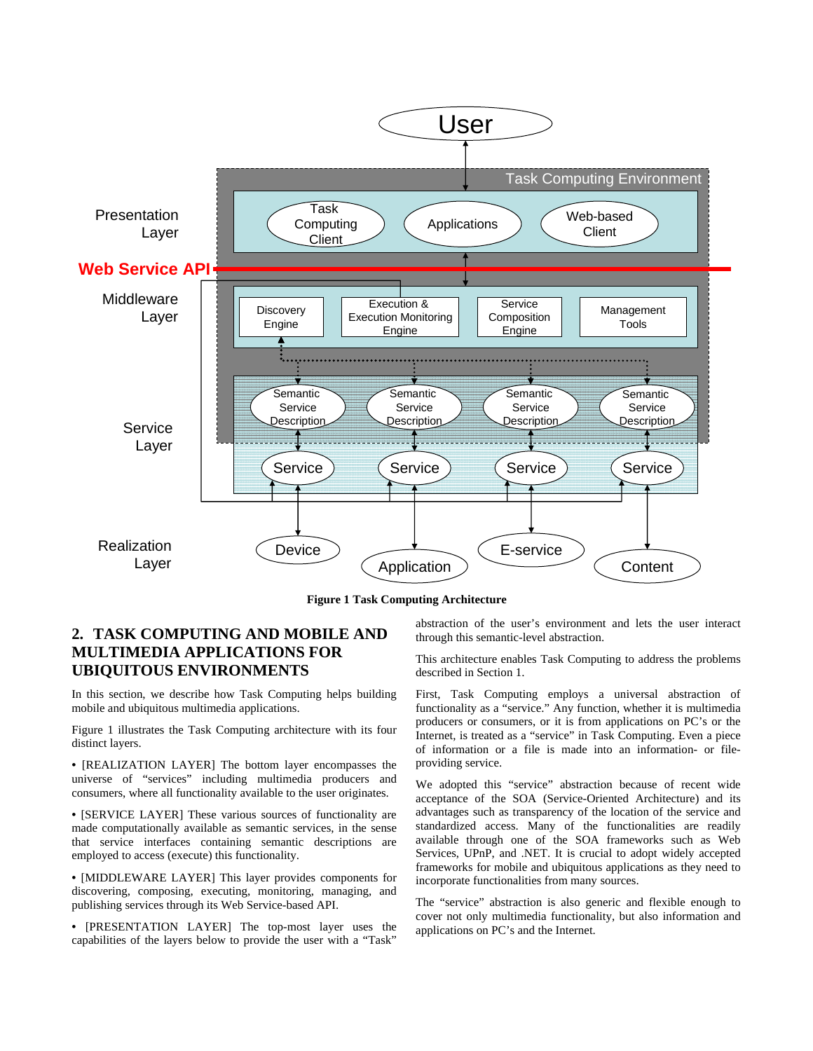Figure 1 Task Computing Architecture

## 2. TASK COMPUTING AND MOBILE AND MULTIMEDIA APPLICATIONS FOR UBIQUITOUS ENVIRONMENTS

In this section, we describe how Task Computing helps building mobile and ubiquitous multimedia applications.

Figure 1 illustrates the Task Computing architecture with its four distinct layers.

• [REALIZATION LAYER] The bottom layer encompasses the universe of "services" including multimedia producers and consumers, where all functionality available to the user originates.

• [SERVICE LAYER] These various sources of functionality are made computationally available as semantic services, in the sense that service interfaces containing semantic descriptions are employed to access (execute) this functionality.

• [MIDDLEWARE LAYER] This layer provides components for discovering, composing, executing, monitoring, managing, and publishing services through its Web Service-based API.

• [PRESENTATION LAYER] The top-most layer uses the capabilities of the layers below to provide the user with a "Task" abstraction of the user's environment and lets the user interact through this semantic-level abstraction.

This architecture enables Task Computing to address the problems described in Section 1.

First, Task Computing employs a universal abstraction of functionality as a "service." Any function, whether it is multimedia producers or consumers, or it is from applications on PC's or the Internet, is treated as a "service" in Task Computing. Even a piece of information or a file is made into an information- or file-providing service.

We adopted this "service" abstraction because of recent wide acceptance of the SOA (Service-Oriented Architecture) and its advantages such as transparency of the location of the service and standardized access. Many of the functionalities are readily available through one of the SOA frameworks such as Web Services, UPnP, and .NET. It is crucial to adopt widely accepted frameworks for mobile and ubiquitous applications as they need to incorporate functionalities from many sources.

The "service" abstraction is also generic and flexible enough to cover not only multimedia functionality, but also information and applications on PC's and the Internet.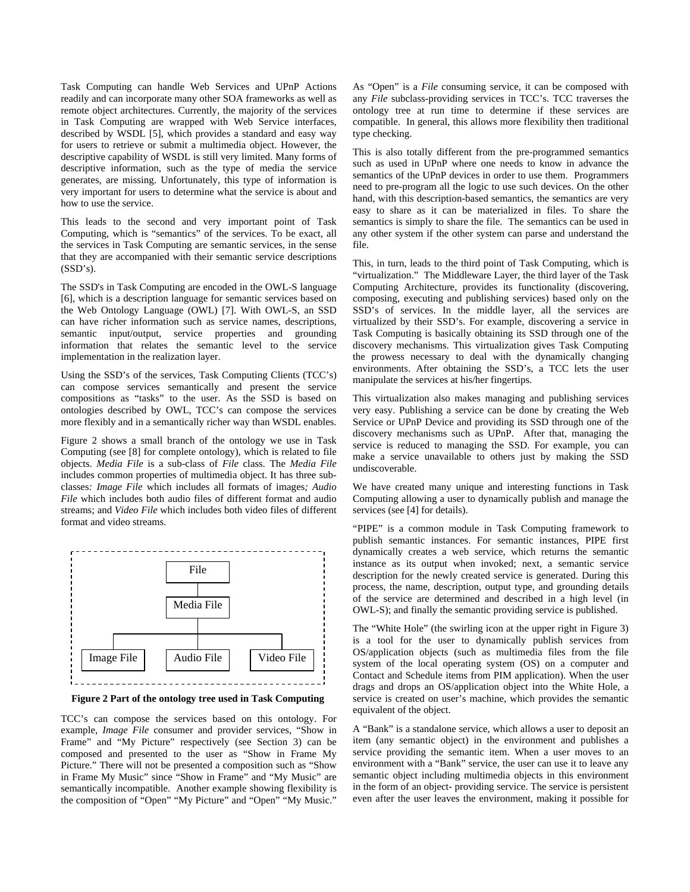Task Computing can handle Web Services and UPnP Actions readily and can incorporate many other SOA frameworks as well as remote object architectures. Currently, the majority of the services in Task Computing are wrapped with Web Service interfaces, described by WSDL [5], which provides a standard and easy way for users to retrieve or submit a multimedia object. However, the descriptive capability of WSDL is still very limited. Many forms of descriptive information, such as the type of media the service generates, are missing. Unfortunately, this type of information is very important for users to determine what the service is about and how to use the service.

This leads to the second and very important point of Task Computing, which is "semantics" of the services. To be exact, all the services in Task Computing are semantic services, in the sense that they are accompanied with their semantic service descriptions (SSD's).

The SSD's in Task Computing are encoded in the OWL-S language [6], which is a description language for semantic services based on the Web Ontology Language (OWL) [7]. With OWL-S, an SSD can have richer information such as service names, descriptions, semantic input/output, service properties and grounding information that relates the semantic level to the service implementation in the realization layer.

Using the SSD's of the services, Task Computing Clients (TCC's) can compose services semantically and present the service compositions as "tasks" to the user. As the SSD is based on ontologies described by OWL, TCC's can compose the services more flexibly and in a semantically richer way than WSDL enables.

Figure 2 shows a small branch of the ontology we use in Task Computing (see [8] for complete ontology), which is related to file objects. *Media File* is a sub-class of *File* class. The *Media File* includes common properties of multimedia object. It has three sub-classes*:* *Image File* which includes all formats of images*; Audio File* which includes both audio files of different format and audio streams; and *Video File* which includes both video files of different format and video streams.

File

Media File

Image File

Audio File

Video File

**Figure 2 Part of the ontology tree used in Task Computing**

TCC's can compose the services based on this ontology. For example, *Image File* consumer and provider services, "Show in Frame" and "My Picture" respectively (see Section 3) can be composed and presented to the user as "Show in Frame My Picture." There will not be presented a composition such as "Show in Frame My Music" since "Show in Frame" and "My Music" are semantically incompatible. Another example showing flexibility is the composition of "Open" "My Picture" and "Open" "My Music." As "Open" is a *File* consuming service, it can be composed with any *File* subclass-providing services in TCC's. TCC traverses the ontology tree at run time to determine if these services are compatible. In general, this allows more flexibility then traditional type checking.

This is also totally different from the pre-programmed semantics such as used in UPnP where one needs to know in advance the semantics of the UPnP devices in order to use them. Programmers need to pre-program all the logic to use such devices. On the other hand, with this description-based semantics, the semantics are very easy to share as it can be materialized in files. To share the semantics is simply to share the file. The semantics can be used in any other system if the other system can parse and understand the file.

This, in turn, leads to the third point of Task Computing, which is "virtualization." The Middleware Layer, the third layer of the Task Computing Architecture, provides its functionality (discovering, composing, executing and publishing services) based only on the SSD's of services. In the middle layer, all the services are virtualized by their SSD's. For example, discovering a service in Task Computing is basically obtaining its SSD through one of the discovery mechanisms. This virtualization gives Task Computing the prowess necessary to deal with the dynamically changing environments. After obtaining the SSD's, a TCC lets the user manipulate the services at his/her fingertips.

This virtualization also makes managing and publishing services very easy. Publishing a service can be done by creating the Web Service or UPnP Device and providing its SSD through one of the discovery mechanisms such as UPnP. After that, managing the service is reduced to managing the SSD. For example, you can make a service unavailable to others just by making the SSD undiscoverable.

We have created many unique and interesting functions in Task Computing allowing a user to dynamically publish and manage the services (see [4] for details).

"PIPE" is a common module in Task Computing framework to publish semantic instances. For semantic instances, PIPE first dynamically creates a web service, which returns the semantic instance as its output when invoked; next, a semantic service description for the newly created service is generated. During this process, the name, description, output type, and grounding details of the service are determined and described in a high level (in OWL-S); and finally the semantic providing service is published.

The "White Hole" (the swirling icon at the upper right in Figure 3) is a tool for the user to dynamically publish services from OS/application objects (such as multimedia files from the file system of the local operating system (OS) on a computer and Contact and Schedule items from PIM application). When the user drags and drops an OS/application object into the White Hole, a service is created on user's machine, which provides the semantic equivalent of the object.

A "Bank" is a standalone service, which allows a user to deposit an item (any semantic object) in the environment and publishes a service providing the semantic item. When a user moves to an environment with a "Bank" service, the user can use it to leave any semantic object including multimedia objects in this environment in the form of an object- providing service. The service is persistent even after the user leaves the environment, making it possible for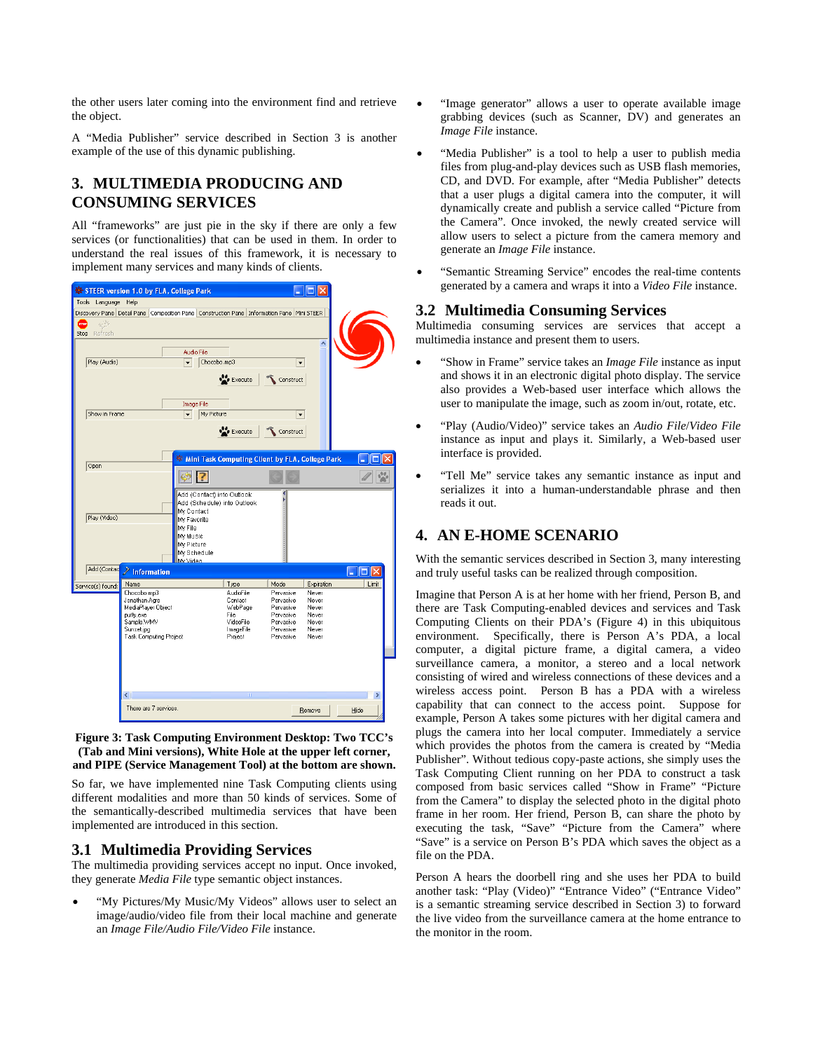the other users later coming into the environment find and retrieve the object.

A "Media Publisher" service described in Section 3 is another example of the use of this dynamic publishing.

## 3. MULTIMEDIA PRODUCING AND CONSUMING SERVICES

All "frameworks" are just pie in the sky if there are only a few services (or functionalities) that can be used in them. In order to understand the real issues of this framework, it is necessary to implement many services and many kinds of clients.

**Figure 3: Task Computing Environment Desktop: Two TCC's (Tab and Mini versions), White Hole at the upper left corner, and PIPE (Service Management Tool) at the bottom are shown.**

So far, we have implemented nine Task Computing clients using different modalities and more than 50 kinds of services. Some of the semantically-described multimedia services that have been implemented are introduced in this section.

### 3.1 Multimedia Providing Services

The multimedia providing services accept no input. Once invoked, they generate *Media File* type semantic object instances.

- "My Pictures/My Music/My Videos" allows user to select an image/audio/video file from their local machine and generate an *Image File/Audio File/Video File* instance.
- "Image generator" allows a user to operate available image grabbing devices (such as Scanner, DV) and generates an *Image File* instance.
- "Media Publisher" is a tool to help a user to publish media files from plug-and-play devices such as USB flash memories, CD, and DVD. For example, after "Media Publisher" detects that a user plugs a digital camera into the computer, it will dynamically create and publish a service called "Picture from the Camera". Once invoked, the newly created service will allow users to select a picture from the camera memory and generate an *Image File* instance.
- "Semantic Streaming Service" encodes the real-time contents generated by a camera and wraps it into a *Video File* instance.

### 3.2 Multimedia Consuming Services

Multimedia consuming services are services that accept a multimedia instance and present them to users.

- "Show in Frame" service takes an *Image File* instance as input and shows it in an electronic digital photo display. The service also provides a Web-based user interface which allows the user to manipulate the image, such as zoom in/out, rotate, etc.
- "Play (Audio/Video)" service takes an *Audio File*/*Video File* instance as input and plays it. Similarly, a Web-based user interface is provided.
- "Tell Me" service takes any semantic instance as input and serializes it into a human-understandable phrase and then reads it out.

## 4. AN E-HOME SCENARIO

With the semantic services described in Section 3, many interesting and truly useful tasks can be realized through composition.

Imagine that Person A is at her home with her friend, Person B, and there are Task Computing-enabled devices and services and Task Computing Clients on their PDA's (Figure 4) in this ubiquitous environment. Specifically, there is Person A's PDA, a local computer, a digital picture frame, a digital camera, a video surveillance camera, a monitor, a stereo and a local network consisting of wired and wireless connections of these devices and a wireless access point. Person B has a PDA with a wireless capability that can connect to the access point. Suppose for example, Person A takes some pictures with her digital camera and plugs the camera into her local computer. Immediately a service which provides the photos from the camera is created by "Media Publisher". Without tedious copy-paste actions, she simply uses the Task Computing Client running on her PDA to construct a task composed from basic services called "Show in Frame" "Picture from the Camera" to display the selected photo in the digital photo frame in her room. Her friend, Person B, can share the photo by executing the task, "Save" "Picture from the Camera" where "Save" is a service on Person B's PDA which saves the object as a file on the PDA.

Person A hears the doorbell ring and she uses her PDA to build another task: "Play (Video)" "Entrance Video" ("Entrance Video" is a semantic streaming service described in Section 3) to forward the live video from the surveillance camera at the home entrance to the monitor in the room.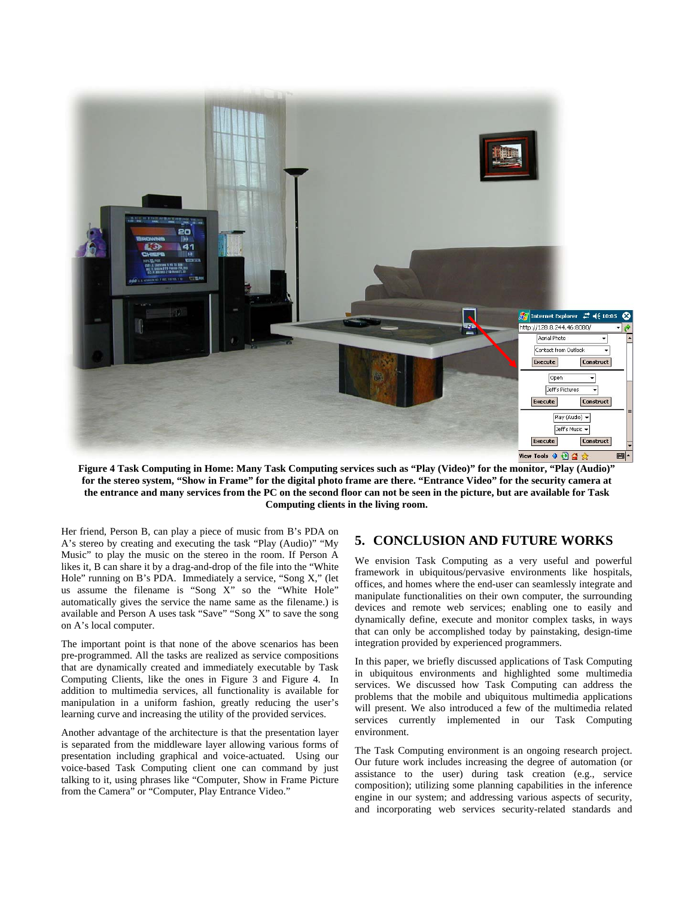**Figure 4 Task Computing in Home: Many Task Computing services such as "Play (Video)" for the monitor, "Play (Audio)" for the stereo system, "Show in Frame" for the digital photo frame are there. "Entrance Video" for the security camera at the entrance and many services from the PC on the second floor can not be seen in the picture, but are available for Task Computing clients in the living room.**

Her friend, Person B, can play a piece of music from B's PDA on A's stereo by creating and executing the task "Play (Audio)" "My Music" to play the music on the stereo in the room. If Person A likes it, B can share it by a drag-and-drop of the file into the "White Hole" running on B's PDA. Immediately a service, "Song X," (let us assume the filename is "Song X" so the "White Hole" automatically gives the service the name same as the filename.) is available and Person A uses task "Save" "Song X" to save the song on A's local computer.

The important point is that none of the above scenarios has been pre-programmed. All the tasks are realized as service compositions that are dynamically created and immediately executable by Task Computing Clients, like the ones in Figure 3 and Figure 4. In addition to multimedia services, all functionality is available for manipulation in a uniform fashion, greatly reducing the user's learning curve and increasing the utility of the provided services.

Another advantage of the architecture is that the presentation layer is separated from the middleware layer allowing various forms of presentation including graphical and voice-actuated. Using our voice-based Task Computing client one can command by just talking to it, using phrases like "Computer, Show in Frame Picture from the Camera" or "Computer, Play Entrance Video."

## 5. CONCLUSION AND FUTURE WORKS

We envision Task Computing as a very useful and powerful framework in ubiquitous/pervasive environments like hospitals, offices, and homes where the end-user can seamlessly integrate and manipulate functionalities on their own computer, the surrounding devices and remote web services; enabling one to easily and dynamically define, execute and monitor complex tasks, in ways that can only be accomplished today by painstaking, design-time integration provided by experienced programmers.

In this paper, we briefly discussed applications of Task Computing in ubiquitous environments and highlighted some multimedia services. We discussed how Task Computing can address the problems that the mobile and ubiquitous multimedia applications will present. We also introduced a few of the multimedia related services currently implemented in our Task Computing environment.

The Task Computing environment is an ongoing research project. Our future work includes increasing the degree of automation (or assistance to the user) during task creation (e.g., service composition); utilizing some planning capabilities in the inference engine in our system; and addressing various aspects of security, and incorporating web services security-related standards and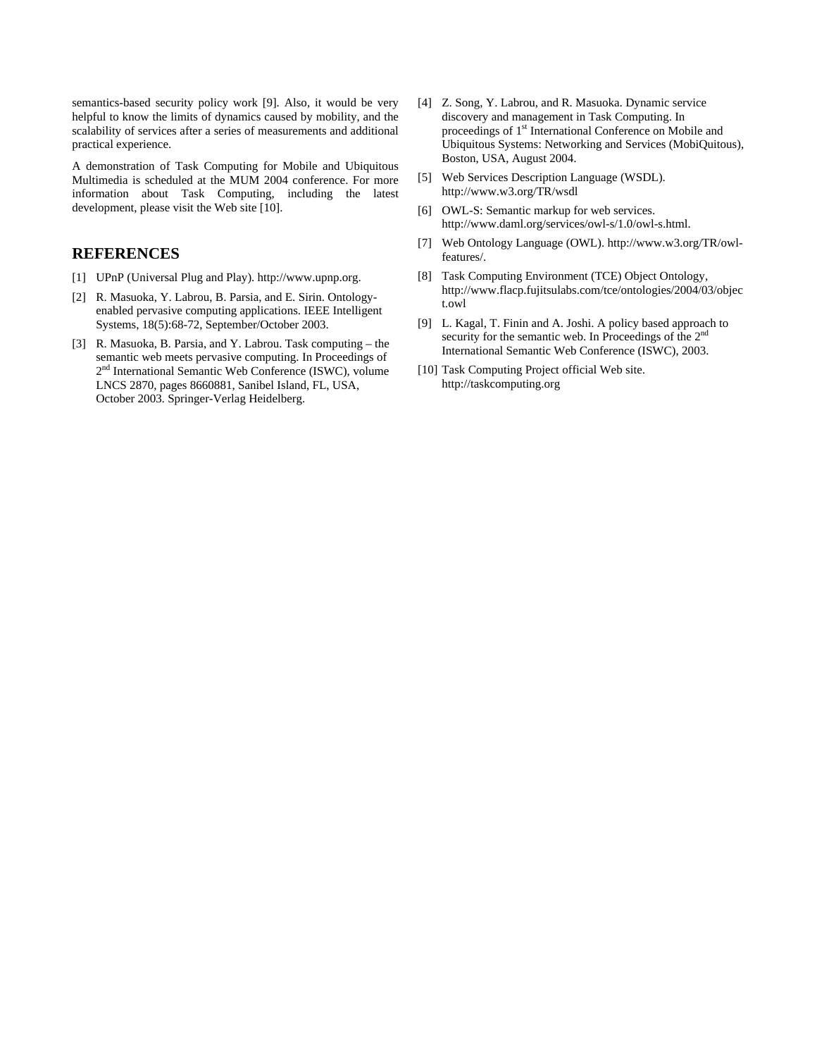semantics-based security policy work [9]. Also, it would be very helpful to know the limits of dynamics caused by mobility, and the scalability of services after a series of measurements and additional practical experience.

A demonstration of Task Computing for Mobile and Ubiquitous Multimedia is scheduled at the MUM 2004 conference. For more information about Task Computing, including the latest development, please visit the Web site [10].

## REFERENCES

[1] UPnP (Universal Plug and Play). http://www.upnp.org.

[2] R. Masuoka, Y. Labrou, B. Parsia, and E. Sirin. Ontology-enabled pervasive computing applications. IEEE Intelligent Systems, 18(5):68-72, September/October 2003.

[3] R. Masuoka, B. Parsia, and Y. Labrou. Task computing – the semantic web meets pervasive computing. In Proceedings of 2nd International Semantic Web Conference (ISWC), volume LNCS 2870, pages 8660881, Sanibel Island, FL, USA, October 2003. Springer-Verlag Heidelberg.

[4] Z. Song, Y. Labrou, and R. Masuoka. Dynamic service discovery and management in Task Computing. In proceedings of 1st International Conference on Mobile and Ubiquitous Systems: Networking and Services (MobiQuitous), Boston, USA, August 2004.

[5] Web Services Description Language (WSDL). http://www.w3.org/TR/wsdl

[6] OWL-S: Semantic markup for web services. http://www.daml.org/services/owl-s/1.0/owl-s.html.

[7] Web Ontology Language (OWL). http://www.w3.org/TR/owl-features/.

[8] Task Computing Environment (TCE) Object Ontology, http://www.flacp.fujitsulabs.com/tce/ontologies/2004/03/object.owl

[9] L. Kagal, T. Finin and A. Joshi. A policy based approach to security for the semantic web. In Proceedings of the 2nd International Semantic Web Conference (ISWC), 2003.

[10] Task Computing Project official Web site. http://taskcomputing.org